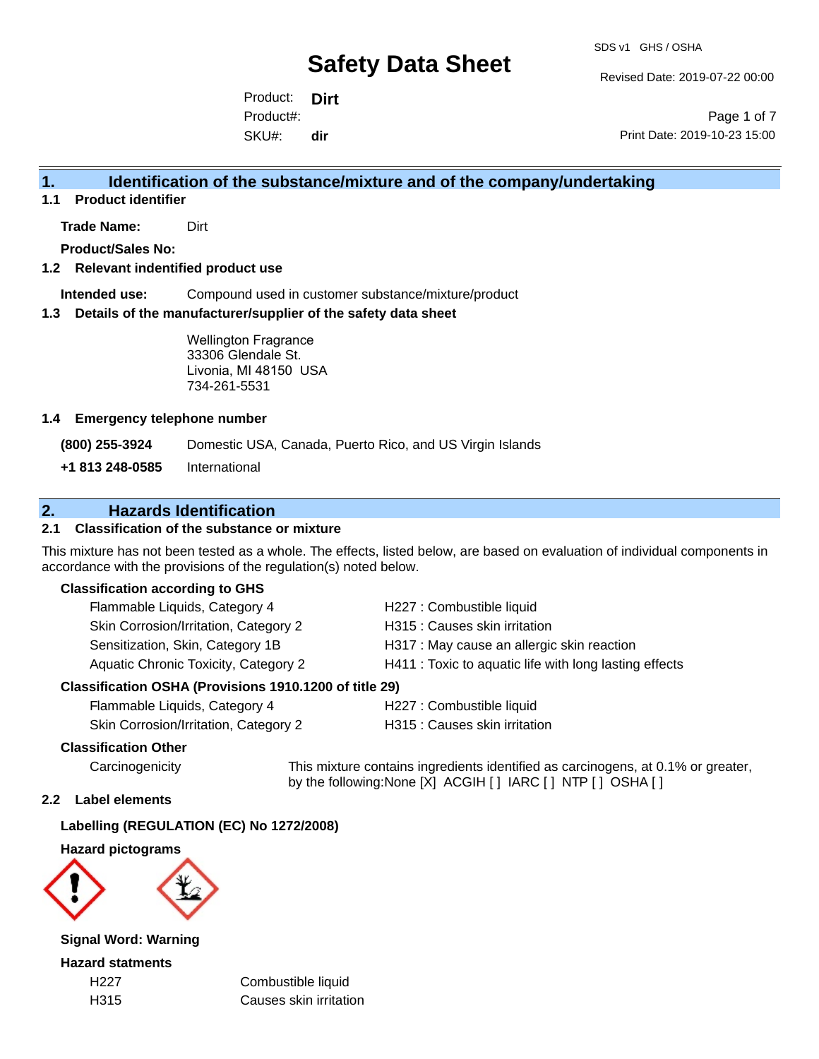# Safety Data Sheet

SDS v1 GHS / OSHA

Revised Date: 2019-07-22 00:00

Product: **Dirt**

Product#:

SKU#: **dir**

Print Date: 2019-10-23 15:00

## 1. Identification of the substance/mixture and of the company/undertaking

### 1.1 Product identifier

**Trade Name:** Dirt

**Product/Sales No:**

### 1.2 Relevant indentified product use

**Intended use:** Compound used in customer substance/mixture/product

### 1.3 Details of the manufacturer/supplier of the safety data sheet

Wellington Fragrance
33306 Glendale St.
Livonia, MI 48150 USA
734-261-5531

### 1.4 Emergency telephone number

**(800) 255-3924** Domestic USA, Canada, Puerto Rico, and US Virgin Islands

**+1 813 248-0585** International

## 2. Hazards Identification

### 2.1 Classification of the substance or mixture

This mixture has not been tested as a whole. The effects, listed below, are based on evaluation of individual components in accordance with the provisions of the regulation(s) noted below.

**Classification according to GHS**

| | |
|---|---|
| Flammable Liquids, Category 4 | H227 : Combustible liquid |
| Skin Corrosion/Irritation, Category 2 | H315 : Causes skin irritation |
| Sensitization, Skin, Category 1B | H317 : May cause an allergic skin reaction |
| Aquatic Chronic Toxicity, Category 2 | H411 : Toxic to aquatic life with long lasting effects |

**Classification OSHA (Provisions 1910.1200 of title 29)**

| | |
|---|---|
| Flammable Liquids, Category 4 | H227 : Combustible liquid |
| Skin Corrosion/Irritation, Category 2 | H315 : Causes skin irritation |

**Classification Other**

Carcinogenicity: This mixture contains ingredients identified as carcinogens, at 0.1% or greater, by the following:None [X] ACGIH [ ] IARC [ ] NTP [ ] OSHA [ ]

### 2.2 Label elements

**Labelling (REGULATION (EC) No 1272/2008)**

**Hazard pictograms**

**Signal Word: Warning**

**Hazard statments**

| | |
|---|---|
| H227 | Combustible liquid |
| H315 | Causes skin irritation |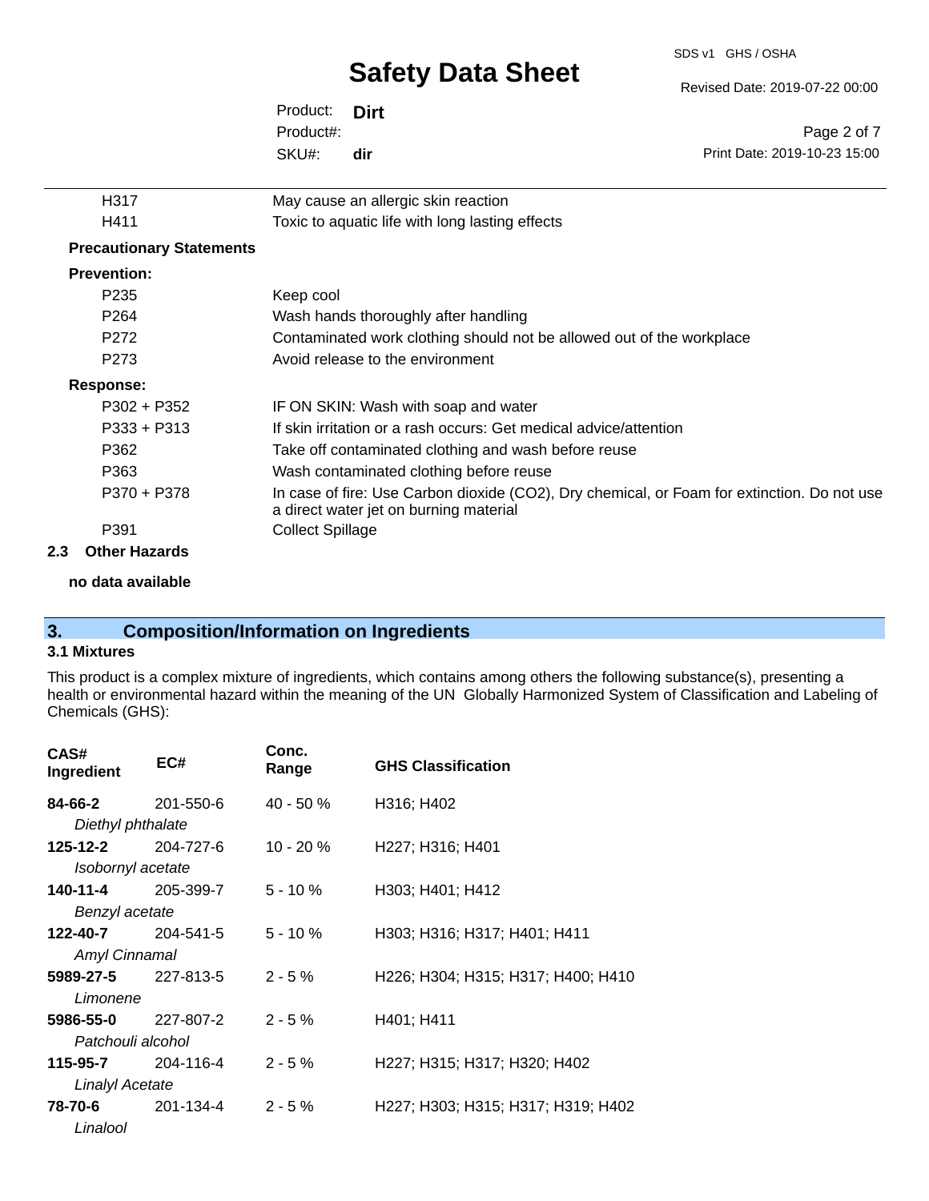| | |
|---|---|
| H317 | May cause an allergic skin reaction |
| H411 | Toxic to aquatic life with long lasting effects |

**Precautionary Statements**

**Prevention:**

| | |
|---|---|
| P235 | Keep cool |
| P264 | Wash hands thoroughly after handling |
| P272 | Contaminated work clothing should not be allowed out of the workplace |
| P273 | Avoid release to the environment |

**Response:**

| | |
|---|---|
| P302 + P352 | IF ON SKIN: Wash with soap and water |
| P333 + P313 | If skin irritation or a rash occurs: Get medical advice/attention |
| P362 | Take off contaminated clothing and wash before reuse |
| P363 | Wash contaminated clothing before reuse |
| P370 + P378 | In case of fire: Use Carbon dioxide ($CO_2$), Dry chemical, or Foam for extinction. Do not use a direct water jet on burning material |
| P391 | Collect Spillage |

### 2.3 Other Hazards

**no data available**

## 3. Composition/Information on Ingredients

### 3.1 Mixtures

This product is a complex mixture of ingredients, which contains among others the following substance(s), presenting a health or environmental hazard within the meaning of the UN Globally Harmonized System of Classification and Labeling of Chemicals (GHS):

| CAS# Ingredient | EC# | Conc. Range | GHS Classification |
|---|---|---|---|
| **84-66-2** *Diethyl phthalate* | 201-550-6 | 40 - 50 % | H316; H402 |
| **125-12-2** *Isobornyl acetate* | 204-727-6 | 10 - 20 % | H227; H316; H401 |
| **140-11-4** *Benzyl acetate* | 205-399-7 | 5 - 10 % | H303; H401; H412 |
| **122-40-7** *Amyl Cinnamal* | 204-541-5 | 5 - 10 % | H303; H316; H317; H401; H411 |
| **5989-27-5** *Limonene* | 227-813-5 | 2 - 5 % | H226; H304; H315; H317; H400; H410 |
| **5986-55-0** *Patchouli alcohol* | 227-807-2 | 2 - 5 % | H401; H411 |
| **115-95-7** *Linalyl Acetate* | 204-116-4 | 2 - 5 % | H227; H315; H317; H320; H402 |
| **78-70-6** *Linalool* | 201-134-4 | 2 - 5 % | H227; H303; H315; H317; H319; H402 |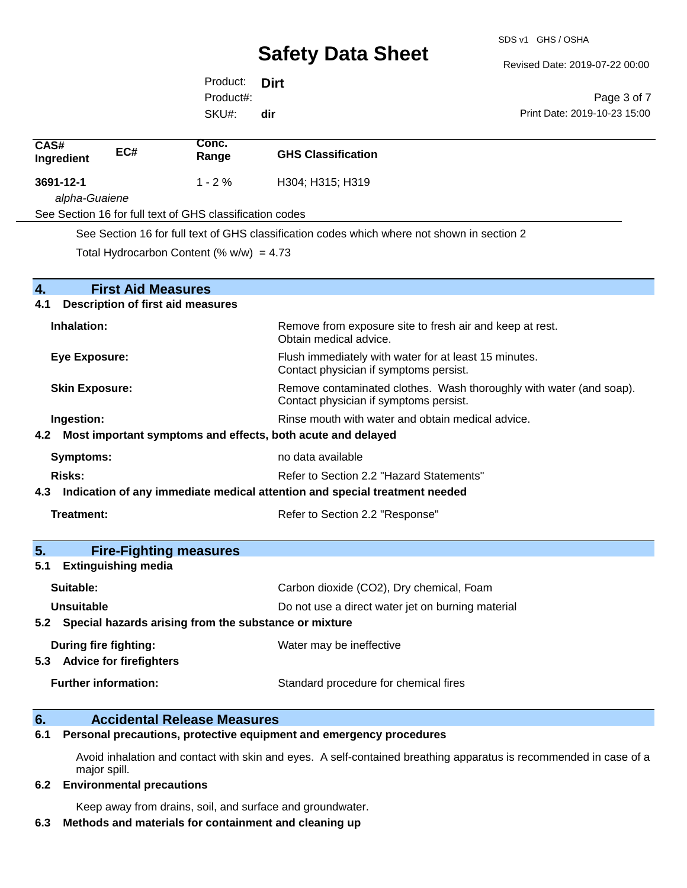| CAS# Ingredient | EC# | Conc. Range | GHS Classification |
|---|---|---|---|
| **3691-12-1** *alpha-Guaiene* | | 1 - 2 % | H304; H315; H319 |

See Section 16 for full text of GHS classification codes

See Section 16 for full text of GHS classification codes which where not shown in section 2

Total Hydrocarbon Content (% w/w) = 4.73

## 4. First Aid Measures

### 4.1 Description of first aid measures

**Inhalation:** Remove from exposure site to fresh air and keep at rest. Obtain medical advice.

**Eye Exposure:** Flush immediately with water for at least 15 minutes. Contact physician if symptoms persist.

**Skin Exposure:** Remove contaminated clothes. Wash thoroughly with water (and soap). Contact physician if symptoms persist.

**Ingestion:** Rinse mouth with water and obtain medical advice.

### 4.2 Most important symptoms and effects, both acute and delayed

**Symptoms:** no data available

**Risks:** Refer to Section 2.2 "Hazard Statements"

### 4.3 Indication of any immediate medical attention and special treatment needed

**Treatment:** Refer to Section 2.2 "Response"

## 5. Fire-Fighting measures

### 5.1 Extinguishing media

**Suitable:** Carbon dioxide ($CO_2$), Dry chemical, Foam

**Unsuitable** Do not use a direct water jet on burning material

### 5.2 Special hazards arising from the substance or mixture

**During fire fighting:** Water may be ineffective

### 5.3 Advice for firefighters

**Further information:** Standard procedure for chemical fires

## 6. Accidental Release Measures

### 6.1 Personal precautions, protective equipment and emergency procedures

Avoid inhalation and contact with skin and eyes. A self-contained breathing apparatus is recommended in case of a major spill.

### 6.2 Environmental precautions

Keep away from drains, soil, and surface and groundwater.

### 6.3 Methods and materials for containment and cleaning up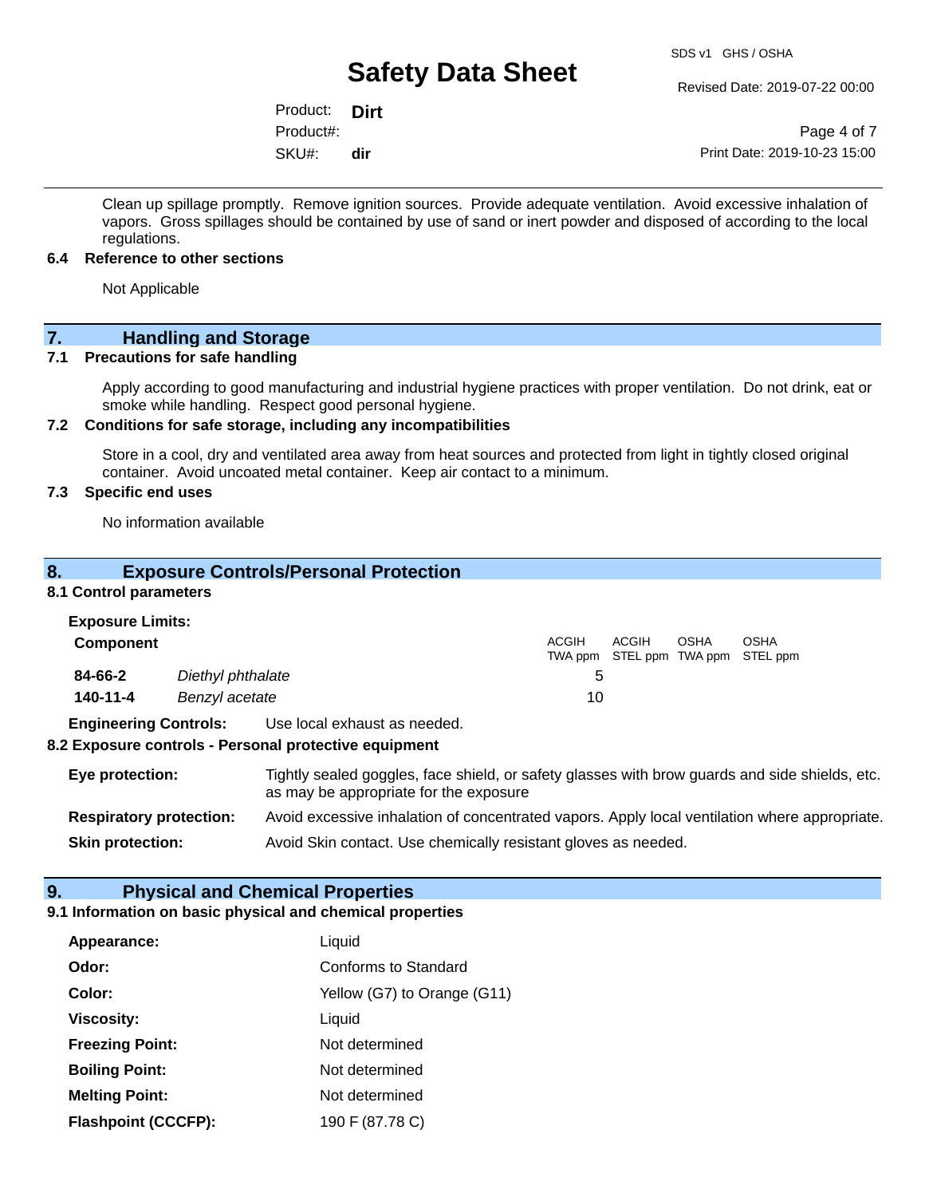Clean up spillage promptly. Remove ignition sources. Provide adequate ventilation. Avoid excessive inhalation of vapors. Gross spillages should be contained by use of sand or inert powder and disposed of according to the local regulations.

### 6.4 Reference to other sections

Not Applicable

## 7. Handling and Storage

### 7.1 Precautions for safe handling

Apply according to good manufacturing and industrial hygiene practices with proper ventilation. Do not drink, eat or smoke while handling. Respect good personal hygiene.

### 7.2 Conditions for safe storage, including any incompatibilities

Store in a cool, dry and ventilated area away from heat sources and protected from light in tightly closed original container. Avoid uncoated metal container. Keep air contact to a minimum.

### 7.3 Specific end uses

No information available

## 8. Exposure Controls/Personal Protection

### 8.1 Control parameters

**Exposure Limits:**

| Component | | ACGIH TWA ppm | ACGIH STEL ppm | OSHA TWA ppm | OSHA STEL ppm |
|---|---|---|---|---|---|
| **84-66-2** | *Diethyl phthalate* | 5 | | | |
| **140-11-4** | *Benzyl acetate* | 10 | | | |

**Engineering Controls:** Use local exhaust as needed.

### 8.2 Exposure controls - Personal protective equipment

**Eye protection:** Tightly sealed goggles, face shield, or safety glasses with brow guards and side shields, etc. as may be appropriate for the exposure

**Respiratory protection:** Avoid excessive inhalation of concentrated vapors. Apply local ventilation where appropriate.

**Skin protection:** Avoid Skin contact. Use chemically resistant gloves as needed.

## 9. Physical and Chemical Properties

### 9.1 Information on basic physical and chemical properties

**Appearance:** Liquid

**Odor:** Conforms to Standard

**Color:** Yellow (G7) to Orange (G11)

**Viscosity:** Liquid

**Freezing Point:** Not determined

**Boiling Point:** Not determined

**Melting Point:** Not determined

**Flashpoint (CCCFP):** 190 F (87.78 C)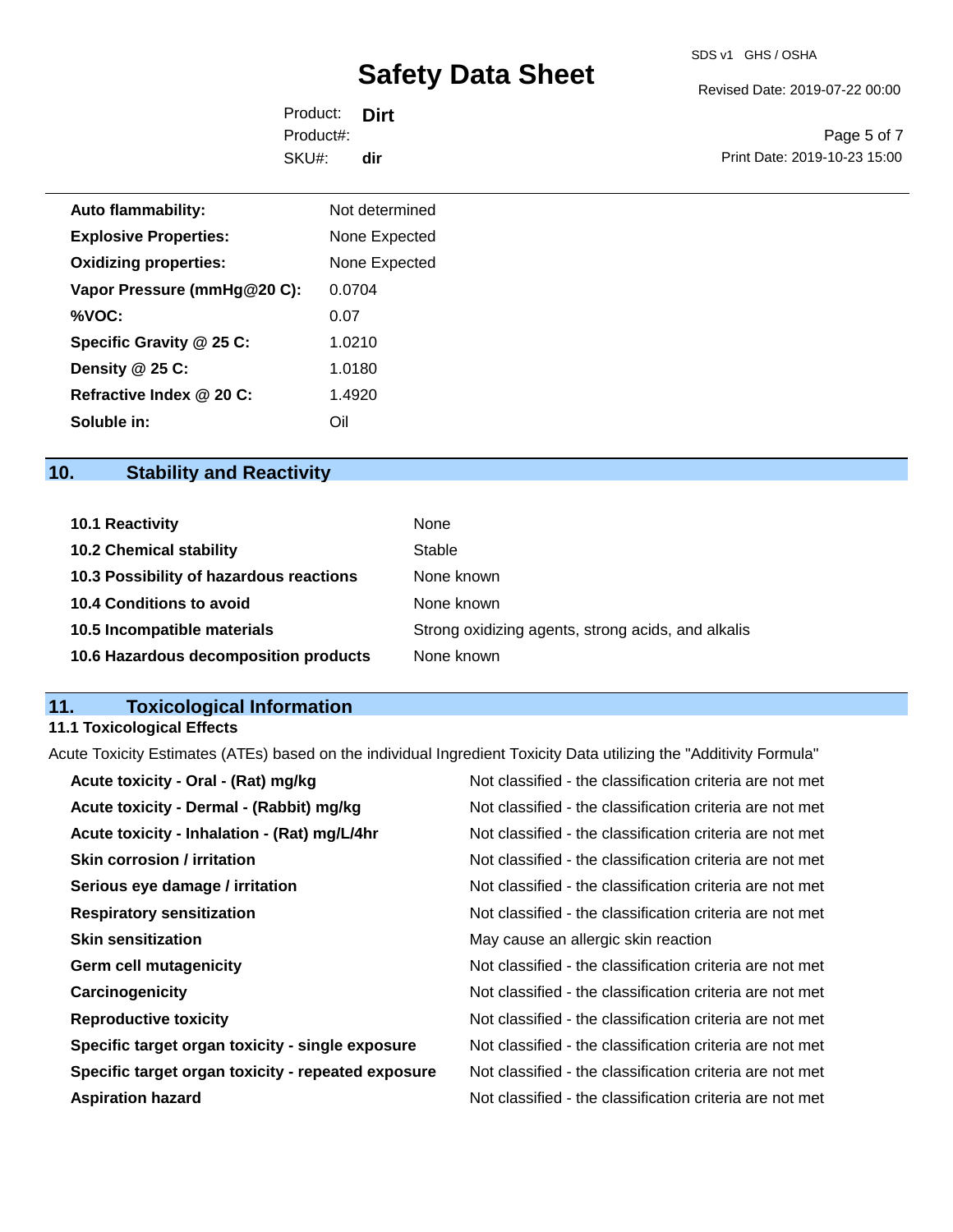| | |
|---|---|
| **Auto flammability:** | Not determined |
| **Explosive Properties:** | None Expected |
| **Oxidizing properties:** | None Expected |
| **Vapor Pressure (mmHg@20 C):** | 0.0704 |
| **%VOC:** | 0.07 |
| **Specific Gravity @ 25 C:** | 1.0210 |
| **Density @ 25 C:** | 1.0180 |
| **Refractive Index @ 20 C:** | 1.4920 |
| **Soluble in:** | Oil |

## 10. Stability and Reactivity

| | |
|---|---|
| **10.1 Reactivity** | None |
| **10.2 Chemical stability** | Stable |
| **10.3 Possibility of hazardous reactions** | None known |
| **10.4 Conditions to avoid** | None known |
| **10.5 Incompatible materials** | Strong oxidizing agents, strong acids, and alkalis |
| **10.6 Hazardous decomposition products** | None known |

## 11. Toxicological Information

### 11.1 Toxicological Effects

Acute Toxicity Estimates (ATEs) based on the individual Ingredient Toxicity Data utilizing the "Additivity Formula"

| | |
|---|---|
| **Acute toxicity - Oral - (Rat) mg/kg** | Not classified - the classification criteria are not met |
| **Acute toxicity - Dermal - (Rabbit) mg/kg** | Not classified - the classification criteria are not met |
| **Acute toxicity - Inhalation - (Rat) mg/L/4hr** | Not classified - the classification criteria are not met |
| **Skin corrosion / irritation** | Not classified - the classification criteria are not met |
| **Serious eye damage / irritation** | Not classified - the classification criteria are not met |
| **Respiratory sensitization** | Not classified - the classification criteria are not met |
| **Skin sensitization** | May cause an allergic skin reaction |
| **Germ cell mutagenicity** | Not classified - the classification criteria are not met |
| **Carcinogenicity** | Not classified - the classification criteria are not met |
| **Reproductive toxicity** | Not classified - the classification criteria are not met |
| **Specific target organ toxicity - single exposure** | Not classified - the classification criteria are not met |
| **Specific target organ toxicity - repeated exposure** | Not classified - the classification criteria are not met |
| **Aspiration hazard** | Not classified - the classification criteria are not met |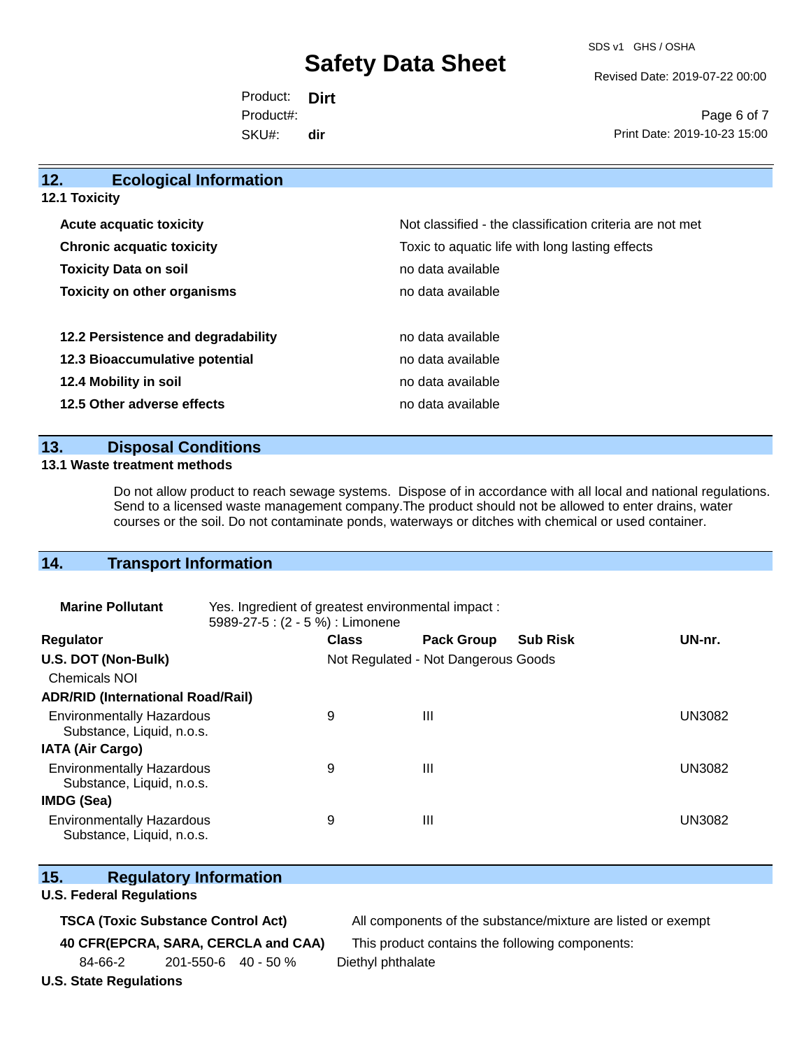## 12. Ecological Information

### 12.1 Toxicity

| | |
|---|---|
| **Acute acquatic toxicity** | Not classified - the classification criteria are not met |
| **Chronic acquatic toxicity** | Toxic to aquatic life with long lasting effects |
| **Toxicity Data on soil** | no data available |
| **Toxicity on other organisms** | no data available |

| | |
|---|---|
| **12.2 Persistence and degradability** | no data available |
| **12.3 Bioaccumulative potential** | no data available |
| **12.4 Mobility in soil** | no data available |
| **12.5 Other adverse effects** | no data available |

## 13. Disposal Conditions

### 13.1 Waste treatment methods

Do not allow product to reach sewage systems. Dispose of in accordance with all local and national regulations. Send to a licensed waste management company.The product should not be allowed to enter drains, water courses or the soil. Do not contaminate ponds, waterways or ditches with chemical or used container.

## 14. Transport Information

**Marine Pollutant** Yes. Ingredient of greatest environmental impact : 5989-27-5 : (2 - 5 %) : Limonene

| Regulator | Class | Pack Group | Sub Risk | UN-nr. |
|---|---|---|---|---|
| **U.S. DOT (Non-Bulk)** | Not Regulated - Not Dangerous Goods | | | |
| Chemicals NOI | | | | |
| **ADR/RID (International Road/Rail)** | | | | |
| Environmentally Hazardous Substance, Liquid, n.o.s. | 9 | III | | UN3082 |
| **IATA (Air Cargo)** | | | | |
| Environmentally Hazardous Substance, Liquid, n.o.s. | 9 | III | | UN3082 |
| **IMDG (Sea)** | | | | |
| Environmentally Hazardous Substance, Liquid, n.o.s. | 9 | III | | UN3082 |

## 15. Regulatory Information

### U.S. Federal Regulations

| | |
|---|---|
| **TSCA (Toxic Substance Control Act)** | All components of the substance/mixture are listed or exempt |
| **40 CFR(EPCRA, SARA, CERCLA and CAA)** | This product contains the following components: |

| | | | |
|---|---|---|---|
| 84-66-2 | 201-550-6 | 40 - 50 % | Diethyl phthalate |

### U.S. State Regulations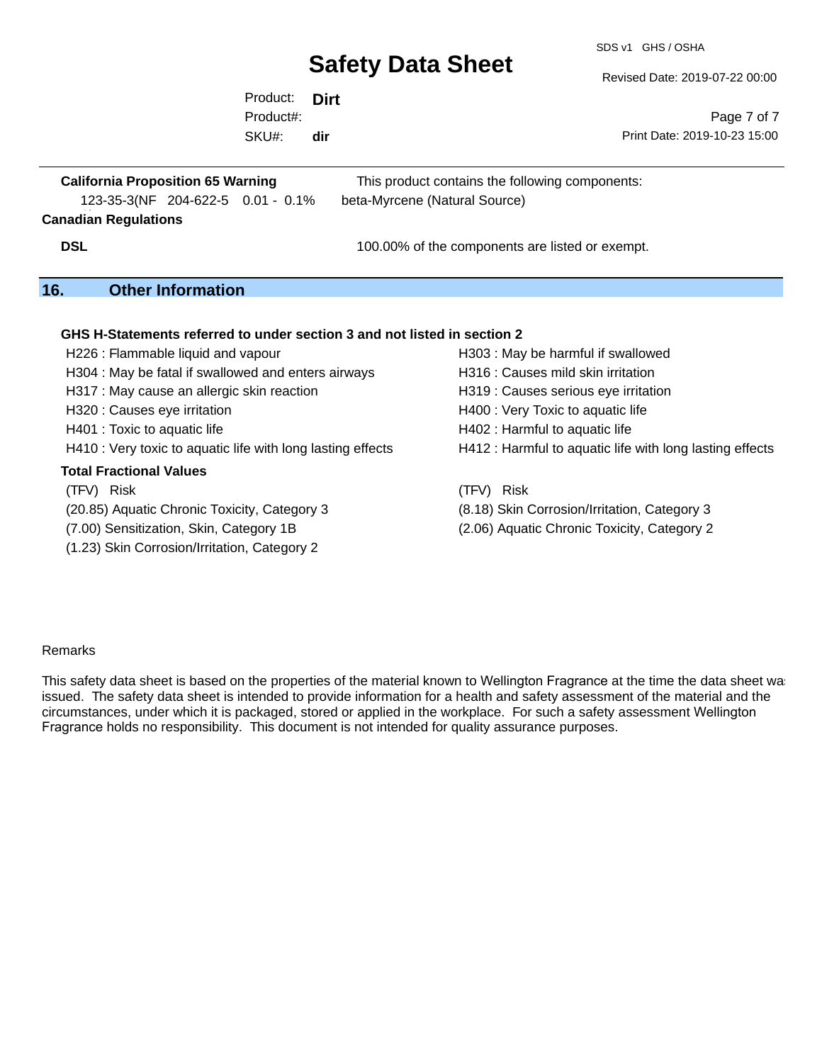**California Proposition 65 Warning** This product contains the following components:

| | | | |
|---|---|---|---|
| 123-35-3(NF | 204-622-5 | 0.01 - 0.1% | beta-Myrcene (Natural Source) |

**Canadian Regulations**

**DSL** 100.00% of the components are listed or exempt.

## 16. Other Information

**GHS H-Statements referred to under section 3 and not listed in section 2**

H226 : Flammable liquid and vapour
H303 : May be harmful if swallowed
H304 : May be fatal if swallowed and enters airways
H316 : Causes mild skin irritation
H317 : May cause an allergic skin reaction
H319 : Causes serious eye irritation
H320 : Causes eye irritation
H400 : Very Toxic to aquatic life
H401 : Toxic to aquatic life
H402 : Harmful to aquatic life
H410 : Very toxic to aquatic life with long lasting effects
H412 : Harmful to aquatic life with long lasting effects

**Total Fractional Values**

(TFV) Risk

(20.85) Aquatic Chronic Toxicity, Category 3
(8.18) Skin Corrosion/Irritation, Category 3
(7.00) Sensitization, Skin, Category 1B
(2.06) Aquatic Chronic Toxicity, Category 2
(1.23) Skin Corrosion/Irritation, Category 2

Remarks

This safety data sheet is based on the properties of the material known to Wellington Fragrance at the time the data sheet was issued. The safety data sheet is intended to provide information for a health and safety assessment of the material and the circumstances, under which it is packaged, stored or applied in the workplace. For such a safety assessment Wellington Fragrance holds no responsibility. This document is not intended for quality assurance purposes.